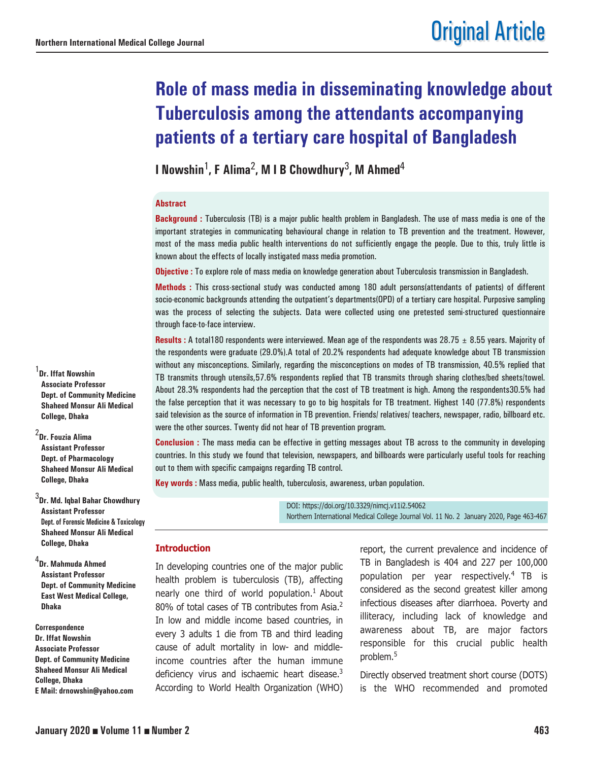Original Article

# Role of mass media in disseminating knowledge about Tuberculosis among the attendants accompanying patients of a tertiary care hospital of Bangladesh

**I Nowshin[1], F Alima[2], M I B Chowdhury[3], M Ahmed[4]**

## Abstract

**Background :** Tuberculosis (TB) is a major public health problem in Bangladesh. The use of mass media is one of the important strategies in communicating behavioural change in relation to TB prevention and the treatment. However, most of the mass media public health interventions do not sufficiently engage the people. Due to this, truly little is known about the effects of locally instigated mass media promotion.

**Objective :** To explore role of mass media on knowledge generation about Tuberculosis transmission in Bangladesh.

**Methods :** This cross-sectional study was conducted among 180 adult persons(attendants of patients) of different socio-economic backgrounds attending the outpatient's departments(OPD) of a tertiary care hospital. Purposive sampling was the process of selecting the subjects. Data were collected using one pretested semi-structured questionnaire through face-to-face interview.

**Results :** A total180 respondents were interviewed. Mean age of the respondents was 28.75 ± 8.55 years. Majority of the respondents were graduate (29.0%).A total of 20.2% respondents had adequate knowledge about TB transmission without any misconceptions. Similarly, regarding the misconceptions on modes of TB transmission, 40.5% replied that TB transmits through utensils,57.6% respondents replied that TB transmits through sharing clothes/bed sheets/towel. About 28.3% respondents had the perception that the cost of TB treatment is high. Among the respondents30.5% had the false perception that it was necessary to go to big hospitals for TB treatment. Highest 140 (77.8%) respondents said television as the source of information in TB prevention. Friends/ relatives/ teachers, newspaper, radio, billboard etc. were the other sources. Twenty did not hear of TB prevention program.

**Conclusion :** The mass media can be effective in getting messages about TB across to the community in developing countries. In this study we found that television, newspapers, and billboards were particularly useful tools for reaching out to them with specific campaigns regarding TB control.

**Key words :** Mass media, public health, tuberculosis, awareness, urban population.

DOI: https://doi.org/10.3329/nimcj.v11i2.54062
Northern International Medical College Journal Vol. 11 No. 2 January 2020, Page 463-467

[1]**Dr. Iffat Nowshin**
**Associate Professor**
**Dept. of Community Medicine**
**Shaheed Monsur Ali Medical College, Dhaka**

[2]**Dr. Fouzia Alima**
**Assistant Professor**
**Dept. of Pharmacology**
**Shaheed Monsur Ali Medical College, Dhaka**

[3]**Dr. Md. Iqbal Bahar Chowdhury**
**Assistant Professor**
**Dept. of Forensic Medicine & Toxicology**
**Shaheed Monsur Ali Medical College, Dhaka**

[4]**Dr. Mahmuda Ahmed**
**Assistant Professor**
**Dept. of Community Medicine**
**East West Medical College, Dhaka**

**Correspondence**
**Dr. Iffat Nowshin**
**Associate Professor**
**Dept. of Community Medicine**
**Shaheed Monsur Ali Medical College, Dhaka**
**E Mail: drnowshin@yahoo.com**

## Introduction

In developing countries one of the major public health problem is tuberculosis (TB), affecting nearly one third of world population.[1] About 80% of total cases of TB contributes from Asia.[2] In low and middle income based countries, in every 3 adults 1 die from TB and third leading cause of adult mortality in low- and middle-income countries after the human immune deficiency virus and ischaemic heart disease.[3] According to World Health Organization (WHO) report, the current prevalence and incidence of TB in Bangladesh is 404 and 227 per 100,000 population per year respectively.[4] TB is considered as the second greatest killer among infectious diseases after diarrhoea. Poverty and illiteracy, including lack of knowledge and awareness about TB, are major factors responsible for this crucial public health problem.[5]

Directly observed treatment short course (DOTS) is the WHO recommended and promoted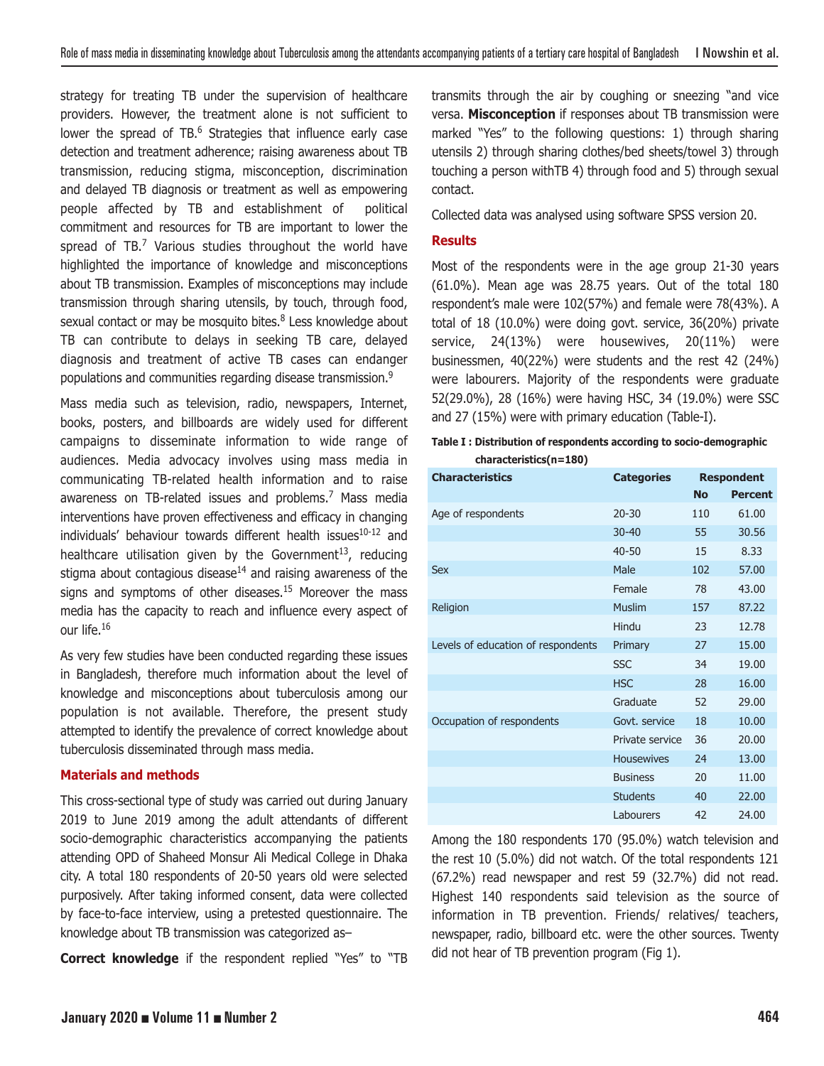strategy for treating TB under the supervision of healthcare providers. However, the treatment alone is not sufficient to lower the spread of TB.[6] Strategies that influence early case detection and treatment adherence; raising awareness about TB transmission, reducing stigma, misconception, discrimination and delayed TB diagnosis or treatment as well as empowering people affected by TB and establishment of political commitment and resources for TB are important to lower the spread of TB.[7] Various studies throughout the world have highlighted the importance of knowledge and misconceptions about TB transmission. Examples of misconceptions may include transmission through sharing utensils, by touch, through food, sexual contact or may be mosquito bites.[8] Less knowledge about TB can contribute to delays in seeking TB care, delayed diagnosis and treatment of active TB cases can endanger populations and communities regarding disease transmission.[9]

Mass media such as television, radio, newspapers, Internet, books, posters, and billboards are widely used for different campaigns to disseminate information to wide range of audiences. Media advocacy involves using mass media in communicating TB-related health information and to raise awareness on TB-related issues and problems.[7] Mass media interventions have proven effectiveness and efficacy in changing individuals' behaviour towards different health issues[10-12] and healthcare utilisation given by the Government[13], reducing stigma about contagious disease[14] and raising awareness of the signs and symptoms of other diseases.[15] Moreover the mass media has the capacity to reach and influence every aspect of our life.[16]

As very few studies have been conducted regarding these issues in Bangladesh, therefore much information about the level of knowledge and misconceptions about tuberculosis among our population is not available. Therefore, the present study attempted to identify the prevalence of correct knowledge about tuberculosis disseminated through mass media.

## Materials and methods

This cross-sectional type of study was carried out during January 2019 to June 2019 among the adult attendants of different socio-demographic characteristics accompanying the patients attending OPD of Shaheed Monsur Ali Medical College in Dhaka city. A total 180 respondents of 20-50 years old were selected purposively. After taking informed consent, data were collected by face-to-face interview, using a pretested questionnaire. The knowledge about TB transmission was categorized as–

**Correct knowledge** if the respondent replied "Yes" to "TB transmits through the air by coughing or sneezing "and vice versa. **Misconception** if responses about TB transmission were marked "Yes" to the following questions: 1) through sharing utensils 2) through sharing clothes/bed sheets/towel 3) through touching a person withTB 4) through food and 5) through sexual contact.

Collected data was analysed using software SPSS version 20.

## Results

Most of the respondents were in the age group 21-30 years (61.0%). Mean age was 28.75 years. Out of the total 180 respondent's male were 102(57%) and female were 78(43%). A total of 18 (10.0%) were doing govt. service, 36(20%) private service, 24(13%) were housewives, 20(11%) were businessmen, 40(22%) were students and the rest 42 (24%) were labourers. Majority of the respondents were graduate 52(29.0%), 28 (16%) were having HSC, 34 (19.0%) were SSC and 27 (15%) were with primary education (Table-I).

**Table I : Distribution of respondents according to socio-demographic characteristics(n=180)**

| Characteristics | Categories | Respondent | |
|---|---|---|---|
| | | No | Percent |
| Age of respondents | 20-30 | 110 | 61.00 |
| | 30-40 | 55 | 30.56 |
| | 40-50 | 15 | 8.33 |
| Sex | Male | 102 | 57.00 |
| | Female | 78 | 43.00 |
| Religion | Muslim | 157 | 87.22 |
| | Hindu | 23 | 12.78 |
| Levels of education of respondents | Primary | 27 | 15.00 |
| | SSC | 34 | 19.00 |
| | HSC | 28 | 16.00 |
| | Graduate | 52 | 29.00 |
| Occupation of respondents | Govt. service | 18 | 10.00 |
| | Private service | 36 | 20.00 |
| | Housewives | 24 | 13.00 |
| | Business | 20 | 11.00 |
| | Students | 40 | 22.00 |
| | Labourers | 42 | 24.00 |

Among the 180 respondents 170 (95.0%) watch television and the rest 10 (5.0%) did not watch. Of the total respondents 121 (67.2%) read newspaper and rest 59 (32.7%) did not read. Highest 140 respondents said television as the source of information in TB prevention. Friends/ relatives/ teachers, newspaper, radio, billboard etc. were the other sources. Twenty did not hear of TB prevention program (Fig 1).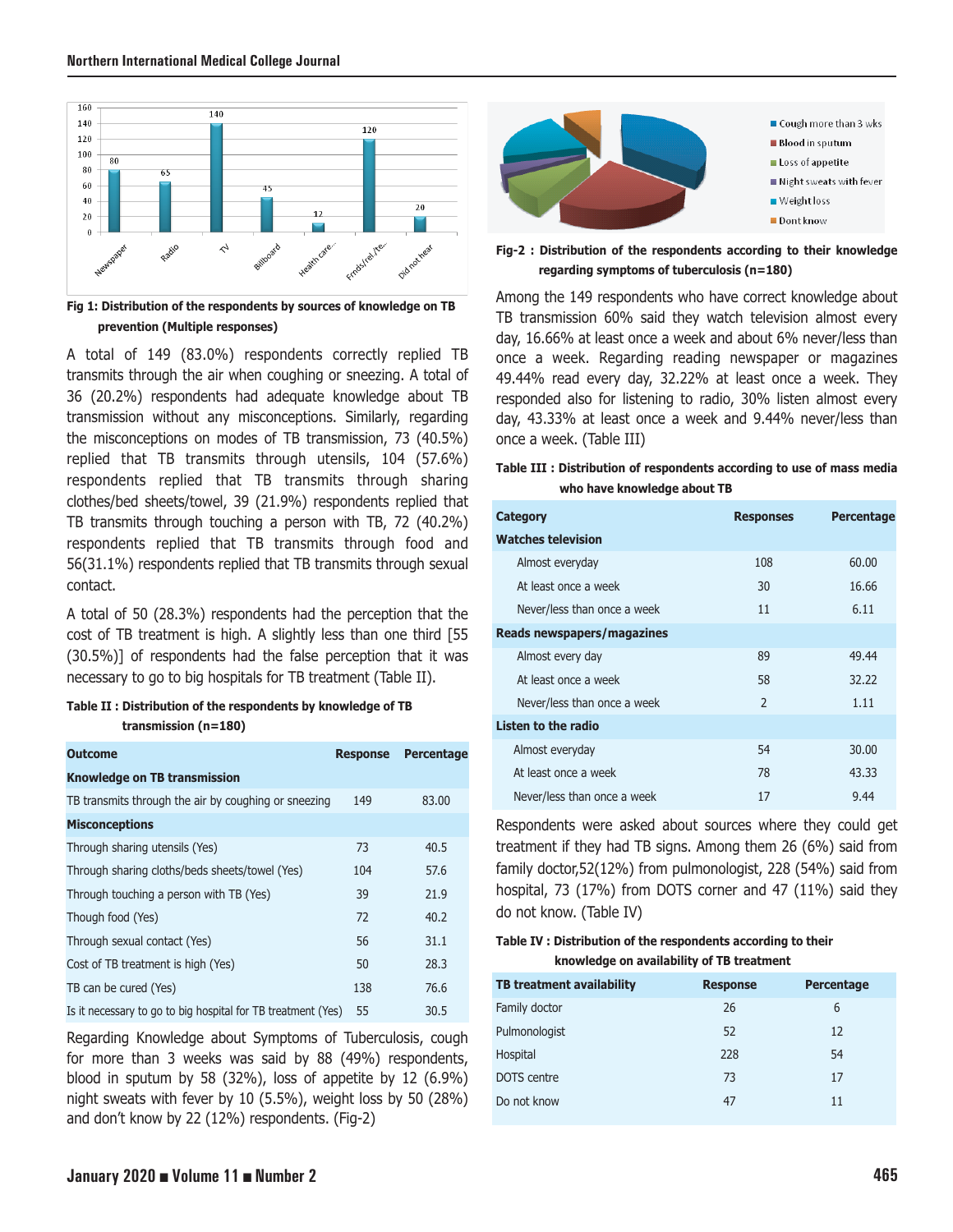Fig 1: Distribution of the respondents by sources of knowledge on TB prevention (Multiple responses)

A total of 149 (83.0%) respondents correctly replied TB transmits through the air when coughing or sneezing. A total of 36 (20.2%) respondents had adequate knowledge about TB transmission without any misconceptions. Similarly, regarding the misconceptions on modes of TB transmission, 73 (40.5%) replied that TB transmits through utensils, 104 (57.6%) respondents replied that TB transmits through sharing clothes/bed sheets/towel, 39 (21.9%) respondents replied that TB transmits through touching a person with TB, 72 (40.2%) respondents replied that TB transmits through food and 56(31.1%) respondents replied that TB transmits through sexual contact.

A total of 50 (28.3%) respondents had the perception that the cost of TB treatment is high. A slightly less than one third [55 (30.5%)] of respondents had the false perception that it was necessary to go to big hospitals for TB treatment (Table II).

**Table II : Distribution of the respondents by knowledge of TB transmission (n=180)**

| Outcome | Response | Percentage |
|---|---|---|
| **Knowledge on TB transmission** | | |
| TB transmits through the air by coughing or sneezing | 149 | 83.00 |
| **Misconceptions** | | |
| Through sharing utensils (Yes) | 73 | 40.5 |
| Through sharing cloths/beds sheets/towel (Yes) | 104 | 57.6 |
| Through touching a person with TB (Yes) | 39 | 21.9 |
| Though food (Yes) | 72 | 40.2 |
| Through sexual contact (Yes) | 56 | 31.1 |
| Cost of TB treatment is high (Yes) | 50 | 28.3 |
| TB can be cured (Yes) | 138 | 76.6 |
| Is it necessary to go to big hospital for TB treatment (Yes) | 55 | 30.5 |

Regarding Knowledge about Symptoms of Tuberculosis, cough for more than 3 weeks was said by 88 (49%) respondents, blood in sputum by 58 (32%), loss of appetite by 12 (6.9%) night sweats with fever by 10 (5.5%), weight loss by 50 (28%) and don't know by 22 (12%) respondents. (Fig-2)

**Fig-2 : Distribution of the respondents according to their knowledge regarding symptoms of tuberculosis (n=180)**

Among the 149 respondents who have correct knowledge about TB transmission 60% said they watch television almost every day, 16.66% at least once a week and about 6% never/less than once a week. Regarding reading newspaper or magazines 49.44% read every day, 32.22% at least once a week. They responded also for listening to radio, 30% listen almost every day, 43.33% at least once a week and 9.44% never/less than once a week. (Table III)

**Table III : Distribution of respondents according to use of mass media who have knowledge about TB**

| Category | Responses | Percentage |
|---|---|---|
| **Watches television** | | |
| Almost everyday | 108 | 60.00 |
| At least once a week | 30 | 16.66 |
| Never/less than once a week | 11 | 6.11 |
| **Reads newspapers/magazines** | | |
| Almost every day | 89 | 49.44 |
| At least once a week | 58 | 32.22 |
| Never/less than once a week | 2 | 1.11 |
| **Listen to the radio** | | |
| Almost everyday | 54 | 30.00 |
| At least once a week | 78 | 43.33 |
| Never/less than once a week | 17 | 9.44 |

Respondents were asked about sources where they could get treatment if they had TB signs. Among them 26 (6%) said from family doctor,52(12%) from pulmonologist, 228 (54%) said from hospital, 73 (17%) from DOTS corner and 47 (11%) said they do not know. (Table IV)

**Table IV : Distribution of the respondents according to their knowledge on availability of TB treatment**

| TB treatment availability | Response | Percentage |
|---|---|---|
| Family doctor | 26 | 6 |
| Pulmonologist | 52 | 12 |
| Hospital | 228 | 54 |
| DOTS centre | 73 | 17 |
| Do not know | 47 | 11 |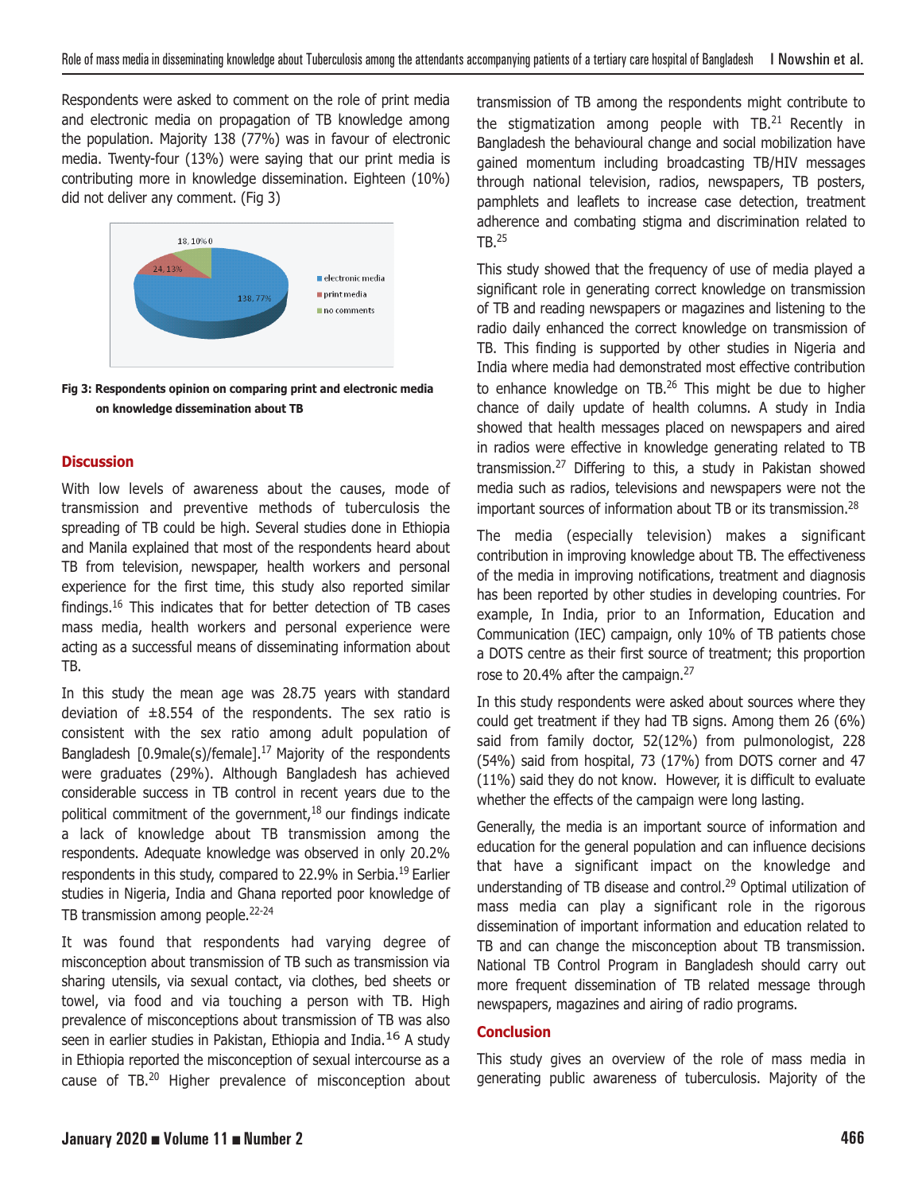Respondents were asked to comment on the role of print media and electronic media on propagation of TB knowledge among the population. Majority 138 (77%) was in favour of electronic media. Twenty-four (13%) were saying that our print media is contributing more in knowledge dissemination. Eighteen (10%) did not deliver any comment. (Fig 3)

**Fig 3: Respondents opinion on comparing print and electronic media on knowledge dissemination about TB**

## Discussion

With low levels of awareness about the causes, mode of transmission and preventive methods of tuberculosis the spreading of TB could be high. Several studies done in Ethiopia and Manila explained that most of the respondents heard about TB from television, newspaper, health workers and personal experience for the first time, this study also reported similar findings.[16] This indicates that for better detection of TB cases mass media, health workers and personal experience were acting as a successful means of disseminating information about TB.

In this study the mean age was 28.75 years with standard deviation of ±8.554 of the respondents. The sex ratio is consistent with the sex ratio among adult population of Bangladesh [0.9male(s)/female].[17] Majority of the respondents were graduates (29%). Although Bangladesh has achieved considerable success in TB control in recent years due to the political commitment of the government,[18] our findings indicate a lack of knowledge about TB transmission among the respondents. Adequate knowledge was observed in only 20.2% respondents in this study, compared to 22.9% in Serbia.[19] Earlier studies in Nigeria, India and Ghana reported poor knowledge of TB transmission among people.[22-24]

It was found that respondents had varying degree of misconception about transmission of TB such as transmission via sharing utensils, via sexual contact, via clothes, bed sheets or towel, via food and via touching a person with TB. High prevalence of misconceptions about transmission of TB was also seen in earlier studies in Pakistan, Ethiopia and India.[16] A study in Ethiopia reported the misconception of sexual intercourse as a cause of TB.[20] Higher prevalence of misconception about transmission of TB among the respondents might contribute to the stigmatization among people with TB.[21] Recently in Bangladesh the behavioural change and social mobilization have gained momentum including broadcasting TB/HIV messages through national television, radios, newspapers, TB posters, pamphlets and leaflets to increase case detection, treatment adherence and combating stigma and discrimination related to TB.[25]

This study showed that the frequency of use of media played a significant role in generating correct knowledge on transmission of TB and reading newspapers or magazines and listening to the radio daily enhanced the correct knowledge on transmission of TB. This finding is supported by other studies in Nigeria and India where media had demonstrated most effective contribution to enhance knowledge on TB.[26] This might be due to higher chance of daily update of health columns. A study in India showed that health messages placed on newspapers and aired in radios were effective in knowledge generating related to TB transmission.[27] Differing to this, a study in Pakistan showed media such as radios, televisions and newspapers were not the important sources of information about TB or its transmission.[28]

The media (especially television) makes a significant contribution in improving knowledge about TB. The effectiveness of the media in improving notifications, treatment and diagnosis has been reported by other studies in developing countries. For example, In India, prior to an Information, Education and Communication (IEC) campaign, only 10% of TB patients chose a DOTS centre as their first source of treatment; this proportion rose to 20.4% after the campaign.[27]

In this study respondents were asked about sources where they could get treatment if they had TB signs. Among them 26 (6%) said from family doctor, 52(12%) from pulmonologist, 228 (54%) said from hospital, 73 (17%) from DOTS corner and 47 (11%) said they do not know. However, it is difficult to evaluate whether the effects of the campaign were long lasting.

Generally, the media is an important source of information and education for the general population and can influence decisions that have a significant impact on the knowledge and understanding of TB disease and control.[29] Optimal utilization of mass media can play a significant role in the rigorous dissemination of important information and education related to TB and can change the misconception about TB transmission. National TB Control Program in Bangladesh should carry out more frequent dissemination of TB related message through newspapers, magazines and airing of radio programs.

## Conclusion

This study gives an overview of the role of mass media in generating public awareness of tuberculosis. Majority of the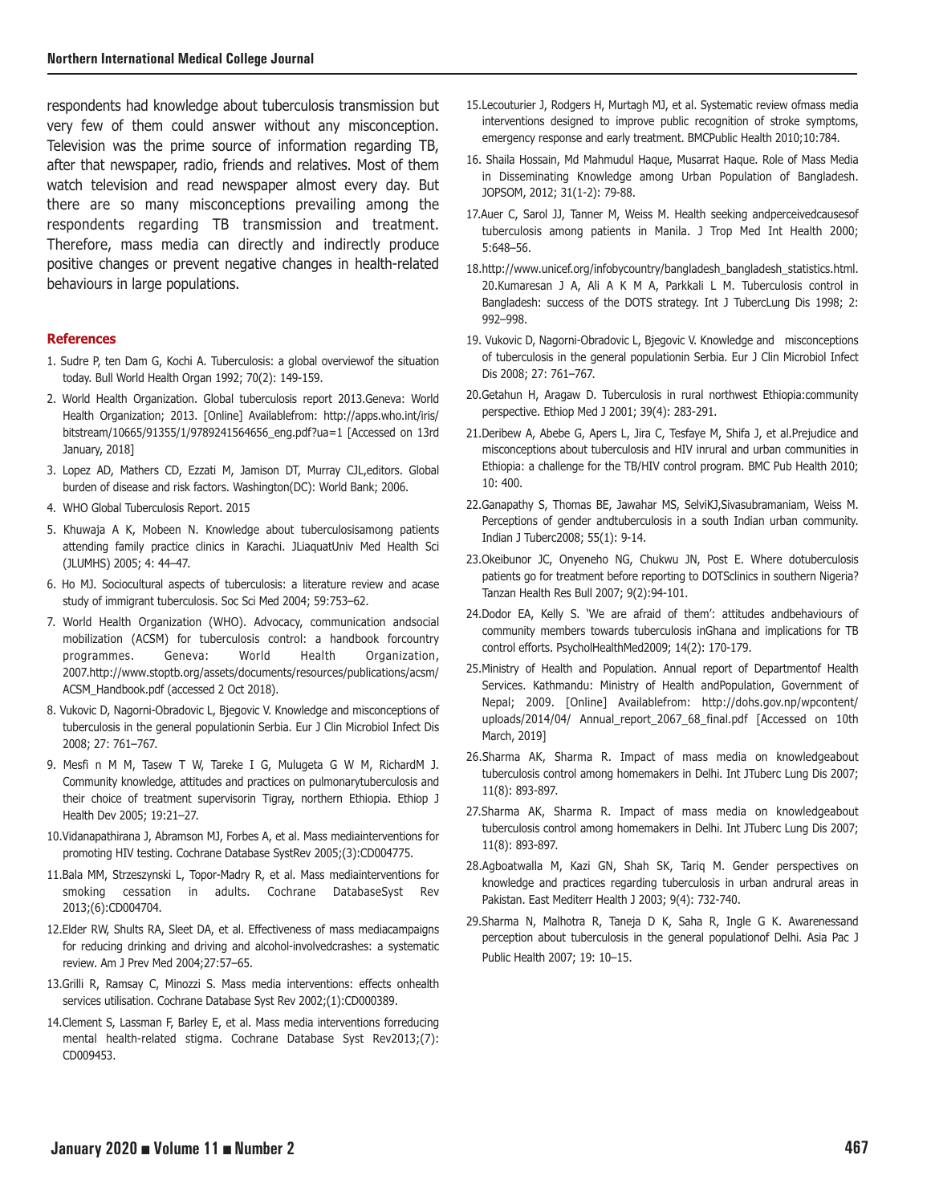respondents had knowledge about tuberculosis transmission but very few of them could answer without any misconception. Television was the prime source of information regarding TB, after that newspaper, radio, friends and relatives. Most of them watch television and read newspaper almost every day. But there are so many misconceptions prevailing among the respondents regarding TB transmission and treatment. Therefore, mass media can directly and indirectly produce positive changes or prevent negative changes in health-related behaviours in large populations.

## References

1. Sudre P, ten Dam G, Kochi A. Tuberculosis: a global overviewof the situation today. Bull World Health Organ 1992; 70(2): 149-159.
2. World Health Organization. Global tuberculosis report 2013.Geneva: World Health Organization; 2013. [Online] Availablefrom: http://apps.who.int/iris/bitstream/10665/91355/1/9789241564656_eng.pdf?ua=1 [Accessed on 13rd January, 2018]
3. Lopez AD, Mathers CD, Ezzati M, Jamison DT, Murray CJL,editors. Global burden of disease and risk factors. Washington(DC): World Bank; 2006.
4. WHO Global Tuberculosis Report. 2015
5. Khuwaja A K, Mobeen N. Knowledge about tuberculosisamong patients attending family practice clinics in Karachi. JLiaquatUniv Med Health Sci (JLUMHS) 2005; 4: 44–47.
6. Ho MJ. Sociocultural aspects of tuberculosis: a literature review and acase study of immigrant tuberculosis. Soc Sci Med 2004; 59:753–62.
7. World Health Organization (WHO). Advocacy, communication andsocial mobilization (ACSM) for tuberculosis control: a handbook forcountry programmes. Geneva: World Health Organization, 2007.http://www.stoptb.org/assets/documents/resources/publications/acsm/ACSM_Handbook.pdf (accessed 2 Oct 2018).
8. Vukovic D, Nagorni-Obradovic L, Bjegovic V. Knowledge and misconceptions of tuberculosis in the general populationin Serbia. Eur J Clin Microbiol Infect Dis 2008; 27: 761–767.
9. Mesfi n M M, Tasew T W, Tareke I G, Mulugeta G W M, RichardM J. Community knowledge, attitudes and practices on pulmonarytuberculosis and their choice of treatment supervisorin Tigray, northern Ethiopia. Ethiop J Health Dev 2005; 19:21–27.
10. Vidanapathirana J, Abramson MJ, Forbes A, et al. Mass mediainterventions for promoting HIV testing. Cochrane Database SystRev 2005;(3):CD004775.
11. Bala MM, Strzeszynski L, Topor-Madry R, et al. Mass mediainterventions for smoking cessation in adults. Cochrane DatabaseSyst Rev 2013;(6):CD004704.
12. Elder RW, Shults RA, Sleet DA, et al. Effectiveness of mass mediacampaigns for reducing drinking and driving and alcohol-involvedcrashes: a systematic review. Am J Prev Med 2004;27:57–65.
13. Grilli R, Ramsay C, Minozzi S. Mass media interventions: effects onhealth services utilisation. Cochrane Database Syst Rev 2002;(1):CD000389.
14. Clement S, Lassman F, Barley E, et al. Mass media interventions forreducing mental health-related stigma. Cochrane Database Syst Rev2013;(7): CD009453.
15. Lecouturier J, Rodgers H, Murtagh MJ, et al. Systematic review ofmass media interventions designed to improve public recognition of stroke symptoms, emergency response and early treatment. BMCPublic Health 2010;10:784.
16. Shaila Hossain, Md Mahmudul Haque, Musarrat Haque. Role of Mass Media in Disseminating Knowledge among Urban Population of Bangladesh. JOPSOM, 2012; 31(1-2): 79-88.
17. Auer C, Sarol JJ, Tanner M, Weiss M. Health seeking andperceivedcausesof tuberculosis among patients in Manila. J Trop Med Int Health 2000; 5:648–56.
18. http://www.unicef.org/infobycountry/bangladesh_bangladesh_statistics.html. 20.Kumaresan J A, Ali A K M A, Parkkali L M. Tuberculosis control in Bangladesh: success of the DOTS strategy. Int J TubercLung Dis 1998; 2: 992–998.
19. Vukovic D, Nagorni-Obradovic L, Bjegovic V. Knowledge and misconceptions of tuberculosis in the general populationin Serbia. Eur J Clin Microbiol Infect Dis 2008; 27: 761–767.
20. Getahun H, Aragaw D. Tuberculosis in rural northwest Ethiopia:community perspective. Ethiop Med J 2001; 39(4): 283-291.
21. Deribew A, Abebe G, Apers L, Jira C, Tesfaye M, Shifa J, et al.Prejudice and misconceptions about tuberculosis and HIV inrural and urban communities in Ethiopia: a challenge for the TB/HIV control program. BMC Pub Health 2010; 10: 400.
22. Ganapathy S, Thomas BE, Jawahar MS, SelviKJ,Sivasubramaniam, Weiss M. Perceptions of gender andtuberculosis in a south Indian urban community. Indian J Tuberc2008; 55(1): 9-14.
23. Okeibunor JC, Onyeneho NG, Chukwu JN, Post E. Where dotuberculosis patients go for treatment before reporting to DOTSclinics in southern Nigeria? Tanzan Health Res Bull 2007; 9(2):94-101.
24. Dodor EA, Kelly S. 'We are afraid of them': attitudes andbehaviours of community members towards tuberculosis inGhana and implications for TB control efforts. PsycholHealthMed2009; 14(2): 170-179.
25. Ministry of Health and Population. Annual report of Departmentof Health Services. Kathmandu: Ministry of Health andPopulation, Government of Nepal; 2009. [Online] Availablefrom: http://dohs.gov.np/wpcontent/uploads/2014/04/ Annual_report_2067_68_final.pdf [Accessed on 10th March, 2019]
26. Sharma AK, Sharma R. Impact of mass media on knowledgeabout tuberculosis control among homemakers in Delhi. Int JTuberc Lung Dis 2007; 11(8): 893-897.
27. Sharma AK, Sharma R. Impact of mass media on knowledgeabout tuberculosis control among homemakers in Delhi. Int JTuberc Lung Dis 2007; 11(8): 893-897.
28. Agboatwalla M, Kazi GN, Shah SK, Tariq M. Gender perspectives on knowledge and practices regarding tuberculosis in urban andrural areas in Pakistan. East Mediterr Health J 2003; 9(4): 732-740.
29. Sharma N, Malhotra R, Taneja D K, Saha R, Ingle G K. Awarenessand perception about tuberculosis in the general populationof Delhi. Asia Pac J Public Health 2007; 19: 10–15.